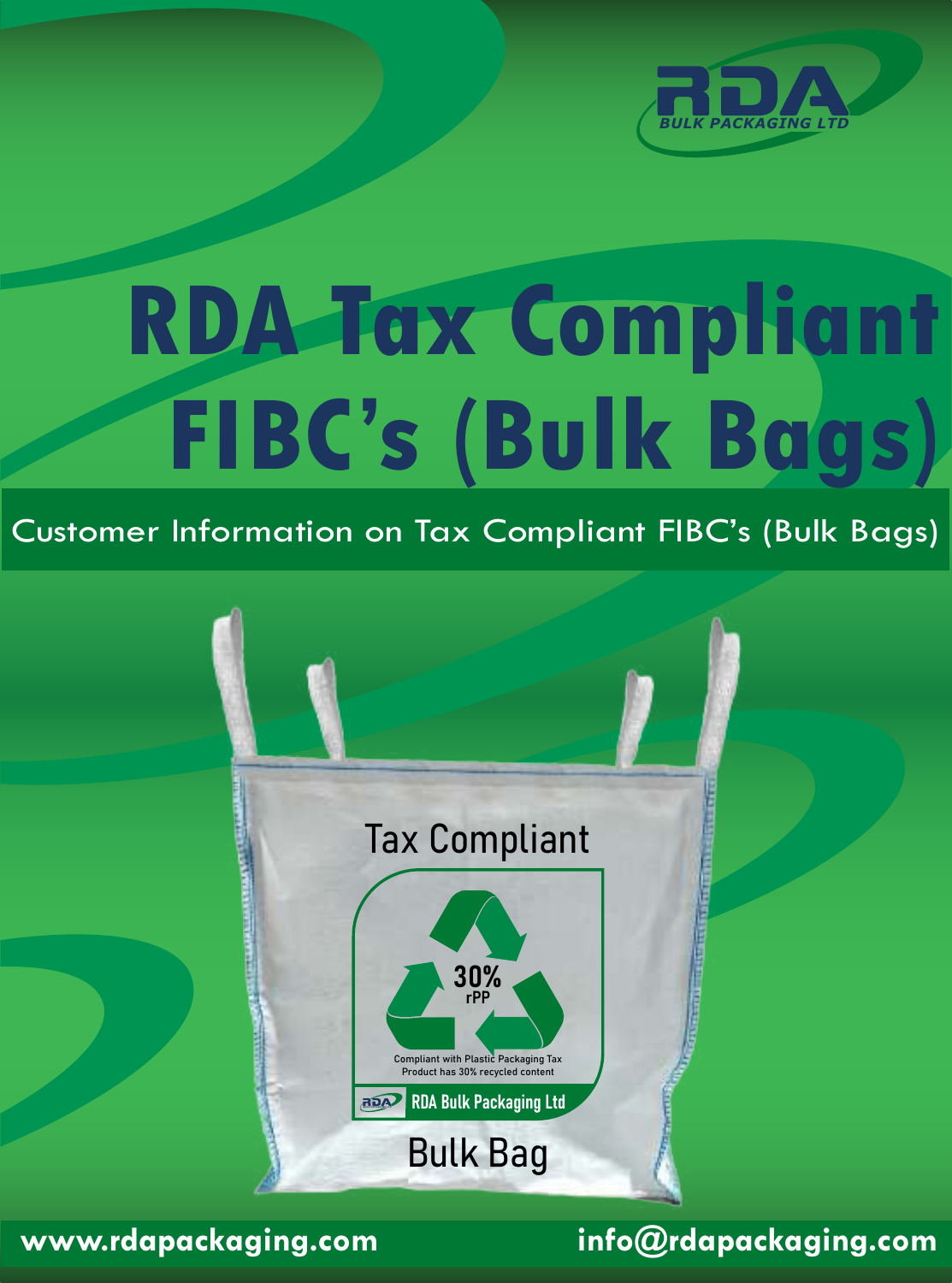RDA
BULK PACKAGING LTD

# RDA Tax Compliant FIBC's (Bulk Bags)

## Customer Information on Tax Compliant FIBC's (Bulk Bags)

Tax Compliant

30%
rPP

Compliant with Plastic Packaging Tax
Product has 30% recycled content

RDA Bulk Packaging Ltd

Bulk Bag

www.rdapackaging.com info@rdapackaging.com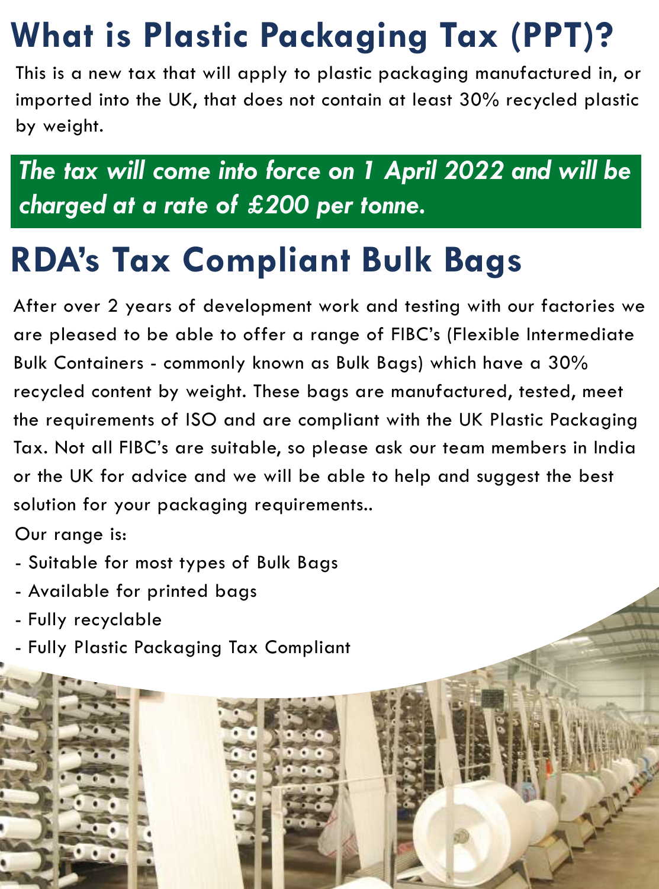# What is Plastic Packaging Tax (PPT)?

This is a new tax that will apply to plastic packaging manufactured in, or imported into the UK, that does not contain at least 30% recycled plastic by weight.

***The tax will come into force on 1 April 2022 and will be charged at a rate of £200 per tonne.***

# RDA's Tax Compliant Bulk Bags

After over 2 years of development work and testing with our factories we are pleased to be able to offer a range of FIBC's (Flexible Intermediate Bulk Containers - commonly known as Bulk Bags) which have a 30% recycled content by weight. These bags are manufactured, tested, meet the requirements of ISO and are compliant with the UK Plastic Packaging Tax. Not all FIBC's are suitable, so please ask our team members in India or the UK for advice and we will be able to help and suggest the best solution for your packaging requirements..

Our range is:

- Suitable for most types of Bulk Bags
- Available for printed bags
- Fully recyclable
- Fully Plastic Packaging Tax Compliant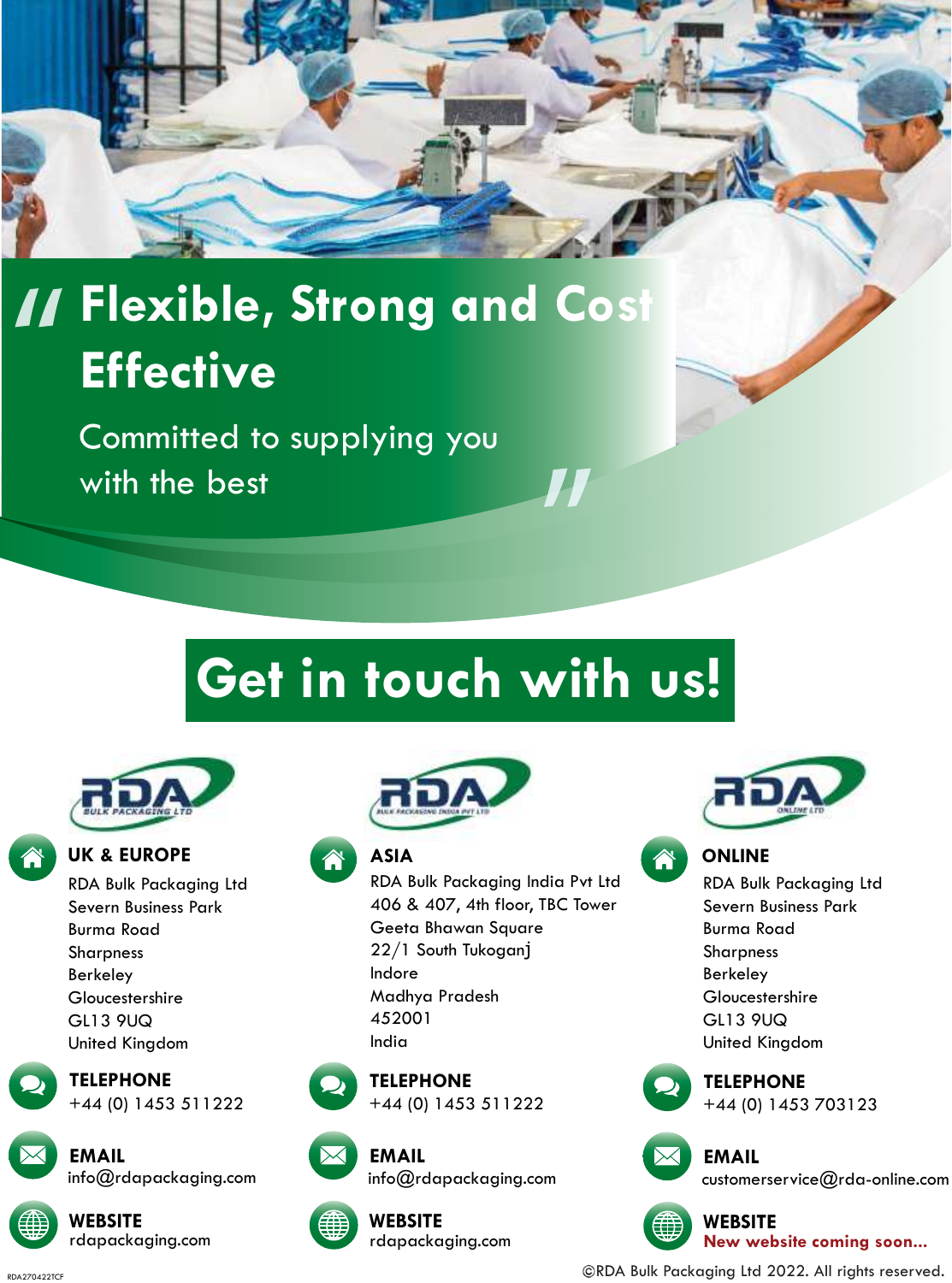# Flexible, Strong and Cost Effective

Committed to supplying you with the best

## Get in touch with us!

RDA BULK PACKAGING LTD

### UK & EUROPE

RDA Bulk Packaging Ltd
Severn Business Park
Burma Road
Sharpness
Berkeley
Gloucestershire
GL13 9UQ
United Kingdom

**TELEPHONE**
+44 (0) 1453 511222

**EMAIL**
info@rdapackaging.com

**WEBSITE**
rdapackaging.com

RDA BULK PACKAGING INDIA PVT LTD

### ASIA

RDA Bulk Packaging India Pvt Ltd
406 & 407, 4th floor, TBC Tower
Geeta Bhawan Square
22/1 South Tukoganj
Indore
Madhya Pradesh
452001
India

**TELEPHONE**
+44 (0) 1453 511222

**EMAIL**
info@rdapackaging.com

**WEBSITE**
rdapackaging.com

RDA ONLINE LTD

### ONLINE

RDA Bulk Packaging Ltd
Severn Business Park
Burma Road
Sharpness
Berkeley
Gloucestershire
GL13 9UQ
United Kingdom

**TELEPHONE**
+44 (0) 1453 703123

**EMAIL**
customerservice@rda-online.com

**WEBSITE**
**New website coming soon...**

RDA270422TCF

©RDA Bulk Packaging Ltd 2022. All rights reserved.